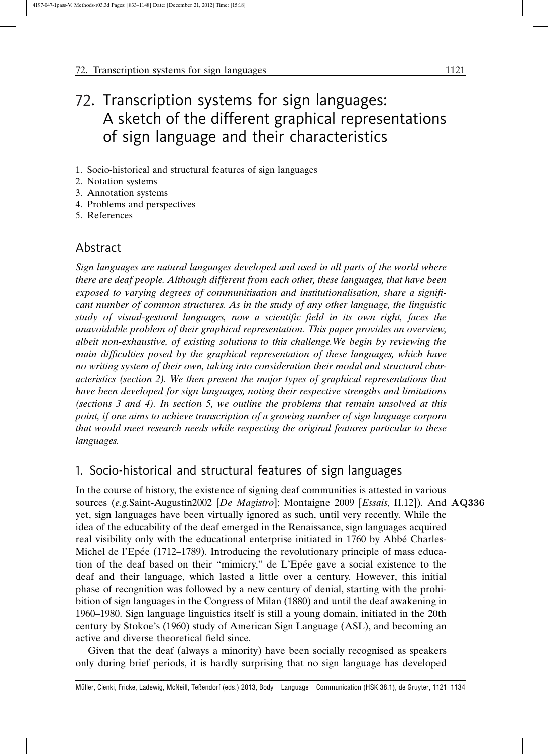# 72. Transcription systems for sign languages: A sketch of the different graphical representations of sign language and their characteristics

1. Socio-historical and structural features of sign languages
2. Notation systems
3. Annotation systems
4. Problems and perspectives
5. References

## Abstract

*Sign languages are natural languages developed and used in all parts of the world where there are deaf people. Although different from each other, these languages, that have been exposed to varying degrees of communitisation and institutionalisation, share a significant number of common structures. As in the study of any other language, the linguistic study of visual-gestural languages, now a scientific field in its own right, faces the unavoidable problem of their graphical representation. This paper provides an overview, albeit non-exhaustive, of existing solutions to this challenge.We begin by reviewing the main difficulties posed by the graphical representation of these languages, which have no writing system of their own, taking into consideration their modal and structural characteristics (section 2). We then present the major types of graphical representations that have been developed for sign languages, noting their respective strengths and limitations (sections 3 and 4). In section 5, we outline the problems that remain unsolved at this point, if one aims to achieve transcription of a growing number of sign language corpora that would meet research needs while respecting the original features particular to these languages.*

## 1. Socio-historical and structural features of sign languages

In the course of history, the existence of signing deaf communities is attested in various sources (*e.g.*Saint-Augustin2002 [*De Magistro*]; Montaigne 2009 [*Essais*, II.12]). And **AQ336** yet, sign languages have been virtually ignored as such, until very recently. While the idea of the educability of the deaf emerged in the Renaissance, sign languages acquired real visibility only with the educational enterprise initiated in 1760 by Abbé Charles-Michel de l'Epée (1712–1789). Introducing the revolutionary principle of mass education of the deaf based on their "mimicry," de L'Epée gave a social existence to the deaf and their language, which lasted a little over a century. However, this initial phase of recognition was followed by a new century of denial, starting with the prohibition of sign languages in the Congress of Milan (1880) and until the deaf awakening in 1960–1980. Sign language linguistics itself is still a young domain, initiated in the 20th century by Stokoe's (1960) study of American Sign Language (ASL), and becoming an active and diverse theoretical field since.

Given that the deaf (always a minority) have been socially recognised as speakers only during brief periods, it is hardly surprising that no sign language has developed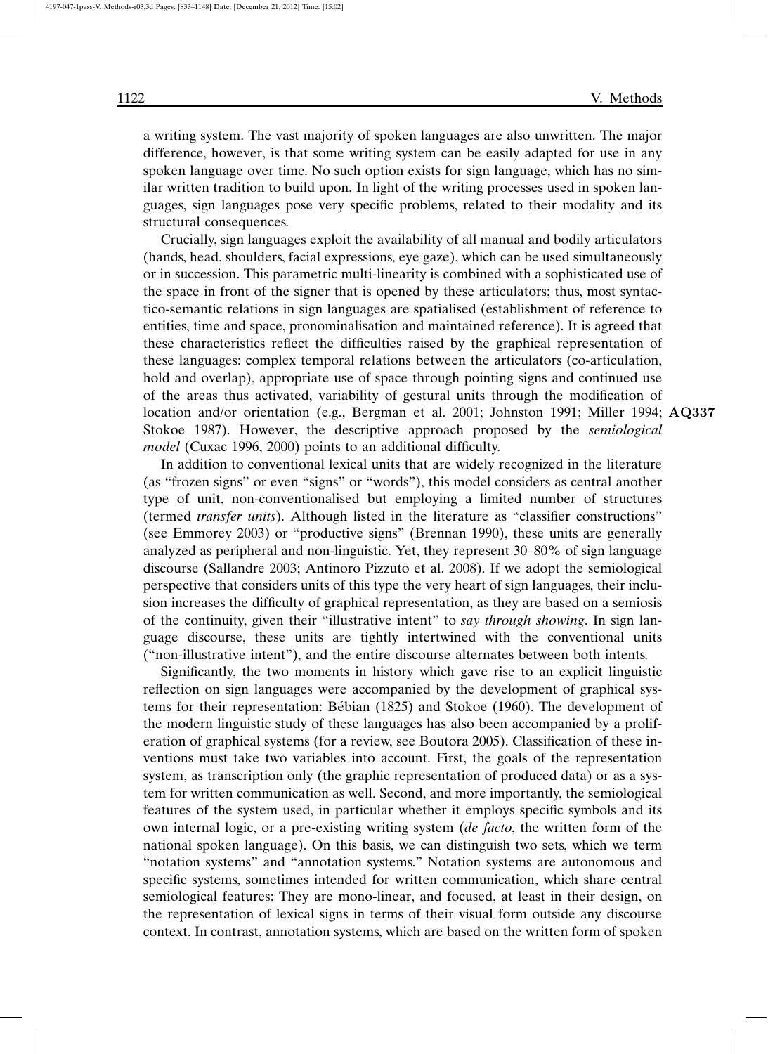a writing system. The vast majority of spoken languages are also unwritten. The major difference, however, is that some writing system can be easily adapted for use in any spoken language over time. No such option exists for sign language, which has no similar written tradition to build upon. In light of the writing processes used in spoken languages, sign languages pose very specific problems, related to their modality and its structural consequences.

Crucially, sign languages exploit the availability of all manual and bodily articulators (hands, head, shoulders, facial expressions, eye gaze), which can be used simultaneously or in succession. This parametric multi-linearity is combined with a sophisticated use of the space in front of the signer that is opened by these articulators; thus, most syntactico-semantic relations in sign languages are spatialised (establishment of reference to entities, time and space, pronominalisation and maintained reference). It is agreed that these characteristics reflect the difficulties raised by the graphical representation of these languages: complex temporal relations between the articulators (co-articulation, hold and overlap), appropriate use of space through pointing signs and continued use of the areas thus activated, variability of gestural units through the modification of location and/or orientation (e.g., Bergman et al. 2001; Johnston 1991; Miller 1994; **AQ337** Stokoe 1987). However, the descriptive approach proposed by the *semiological model* (Cuxac 1996, 2000) points to an additional difficulty.

In addition to conventional lexical units that are widely recognized in the literature (as "frozen signs" or even "signs" or "words"), this model considers as central another type of unit, non-conventionalised but employing a limited number of structures (termed *transfer units*). Although listed in the literature as "classifier constructions" (see Emmorey 2003) or "productive signs" (Brennan 1990), these units are generally analyzed as peripheral and non-linguistic. Yet, they represent 30–80% of sign language discourse (Sallandre 2003; Antinoro Pizzuto et al. 2008). If we adopt the semiological perspective that considers units of this type the very heart of sign languages, their inclusion increases the difficulty of graphical representation, as they are based on a semiosis of the continuity, given their "illustrative intent" to *say through showing*. In sign language discourse, these units are tightly intertwined with the conventional units ("non-illustrative intent"), and the entire discourse alternates between both intents.

Significantly, the two moments in history which gave rise to an explicit linguistic reflection on sign languages were accompanied by the development of graphical systems for their representation: Bébian (1825) and Stokoe (1960). The development of the modern linguistic study of these languages has also been accompanied by a proliferation of graphical systems (for a review, see Boutora 2005). Classification of these inventions must take two variables into account. First, the goals of the representation system, as transcription only (the graphic representation of produced data) or as a system for written communication as well. Second, and more importantly, the semiological features of the system used, in particular whether it employs specific symbols and its own internal logic, or a pre-existing writing system (*de facto*, the written form of the national spoken language). On this basis, we can distinguish two sets, which we term "notation systems" and "annotation systems." Notation systems are autonomous and specific systems, sometimes intended for written communication, which share central semiological features: They are mono-linear, and focused, at least in their design, on the representation of lexical signs in terms of their visual form outside any discourse context. In contrast, annotation systems, which are based on the written form of spoken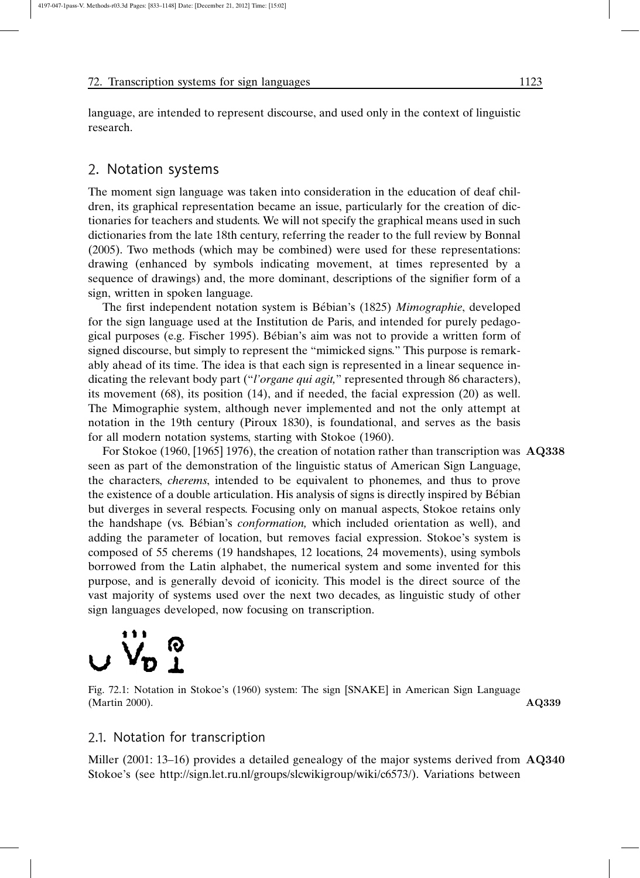language, are intended to represent discourse, and used only in the context of linguistic research.

## 2. Notation systems

The moment sign language was taken into consideration in the education of deaf children, its graphical representation became an issue, particularly for the creation of dictionaries for teachers and students. We will not specify the graphical means used in such dictionaries from the late 18th century, referring the reader to the full review by Bonnal (2005). Two methods (which may be combined) were used for these representations: drawing (enhanced by symbols indicating movement, at times represented by a sequence of drawings) and, the more dominant, descriptions of the signifier form of a sign, written in spoken language.

The first independent notation system is Bébian's (1825) *Mimographie*, developed for the sign language used at the Institution de Paris, and intended for purely pedagogical purposes (e.g. Fischer 1995). Bébian's aim was not to provide a written form of signed discourse, but simply to represent the "mimicked signs." This purpose is remarkably ahead of its time. The idea is that each sign is represented in a linear sequence indicating the relevant body part ("*l'organe qui agit,*" represented through 86 characters), its movement (68), its position (14), and if needed, the facial expression (20) as well. The Mimographie system, although never implemented and not the only attempt at notation in the 19th century (Piroux 1830), is foundational, and serves as the basis for all modern notation systems, starting with Stokoe (1960).

For Stokoe (1960, [1965] 1976), the creation of notation rather than transcription was **AQ338** seen as part of the demonstration of the linguistic status of American Sign Language, the characters, *cherems*, intended to be equivalent to phonemes, and thus to prove the existence of a double articulation. His analysis of signs is directly inspired by Bébian but diverges in several respects. Focusing only on manual aspects, Stokoe retains only the handshape (vs. Bébian's *conformation,* which included orientation as well), and adding the parameter of location, but removes facial expression. Stokoe's system is composed of 55 cherems (19 handshapes, 12 locations, 24 movements), using symbols borrowed from the Latin alphabet, the numerical system and some invented for this purpose, and is generally devoid of iconicity. This model is the direct source of the vast majority of systems used over the next two decades, as linguistic study of other sign languages developed, now focusing on transcription.

Fig. 72.1: Notation in Stokoe's (1960) system: The sign [SNAKE] in American Sign Language (Martin 2000). **AQ339**

### 2.1. Notation for transcription

Miller (2001: 13–16) provides a detailed genealogy of the major systems derived from **AQ340** Stokoe's (see http://sign.let.ru.nl/groups/slcwikigroup/wiki/c6573/). Variations between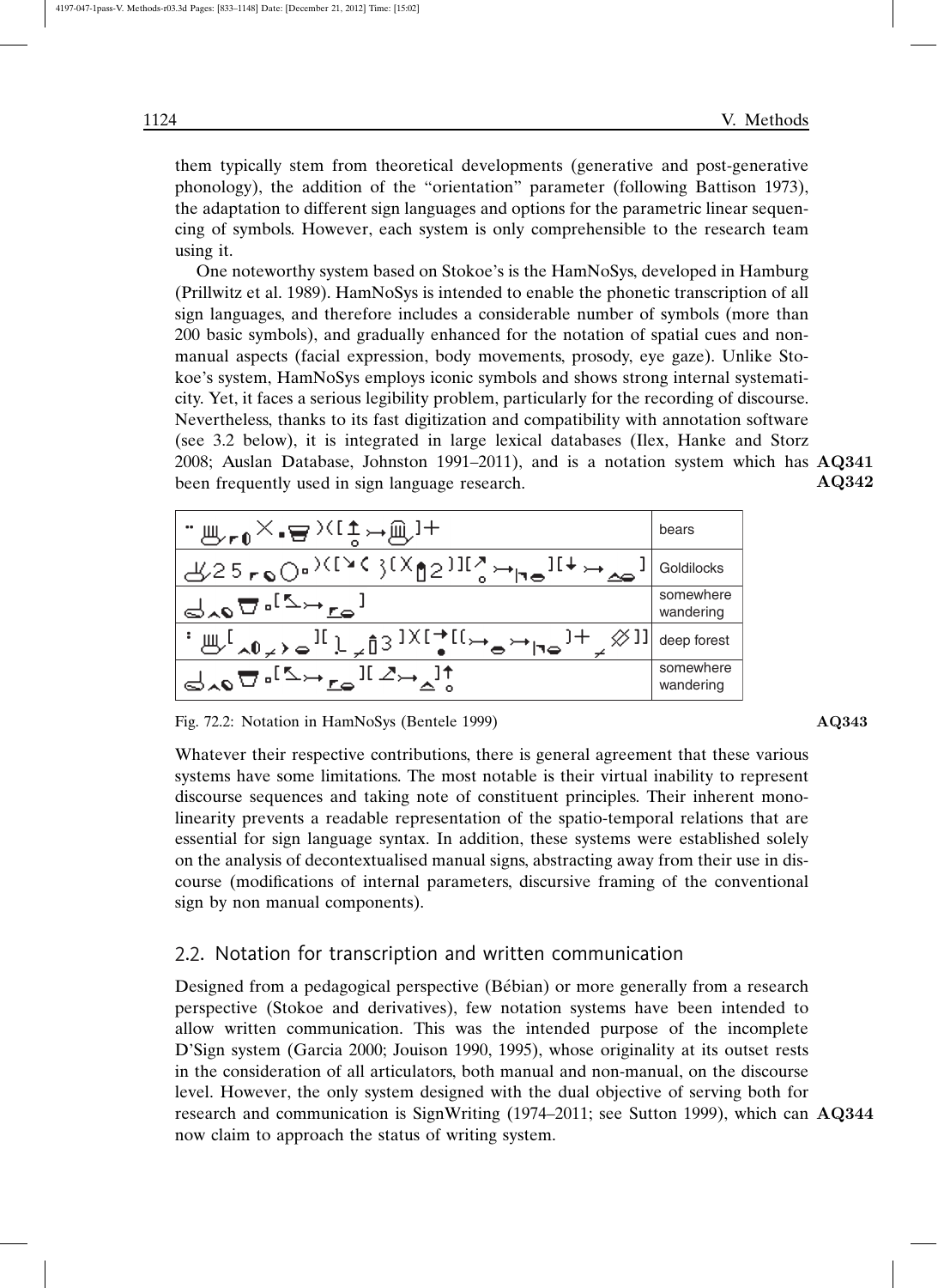them typically stem from theoretical developments (generative and post-generative phonology), the addition of the "orientation" parameter (following Battison 1973), the adaptation to different sign languages and options for the parametric linear sequencing of symbols. However, each system is only comprehensible to the research team using it.

One noteworthy system based on Stokoe's is the HamNoSys, developed in Hamburg (Prillwitz et al. 1989). HamNoSys is intended to enable the phonetic transcription of all sign languages, and therefore includes a considerable number of symbols (more than 200 basic symbols), and gradually enhanced for the notation of spatial cues and non-manual aspects (facial expression, body movements, prosody, eye gaze). Unlike Stokoe's system, HamNoSys employs iconic symbols and shows strong internal systematicity. Yet, it faces a serious legibility problem, particularly for the recording of discourse. Nevertheless, thanks to its fast digitization and compatibility with annotation software (see 3.2 below), it is integrated in large lexical databases (Ilex, Hanke and Storz 2008; Auslan Database, Johnston 1991–2011), and is a notation system which has been frequently used in sign language research. AQ341 AQ342

| HamNoSys notation | Gloss |
|---|---|
| [HamNoSys symbols] | bears |
| [HamNoSys symbols] | Goldilocks |
| [HamNoSys symbols] | somewhere wandering |
| [HamNoSys symbols] | deep forest |
| [HamNoSys symbols] | somewhere wandering |

Fig. 72.2: Notation in HamNoSys (Bentele 1999) AQ343

Whatever their respective contributions, there is general agreement that these various systems have some limitations. The most notable is their virtual inability to represent discourse sequences and taking note of constituent principles. Their inherent monolinearity prevents a readable representation of the spatio-temporal relations that are essential for sign language syntax. In addition, these systems were established solely on the analysis of decontextualised manual signs, abstracting away from their use in discourse (modifications of internal parameters, discursive framing of the conventional sign by non manual components).

## 2.2. Notation for transcription and written communication

Designed from a pedagogical perspective (Bébian) or more generally from a research perspective (Stokoe and derivatives), few notation systems have been intended to allow written communication. This was the intended purpose of the incomplete D'Sign system (Garcia 2000; Jouison 1990, 1995), whose originality at its outset rests in the consideration of all articulators, both manual and non-manual, on the discourse level. However, the only system designed with the dual objective of serving both for research and communication is SignWriting (1974–2011; see Sutton 1999), which can now claim to approach the status of writing system. AQ344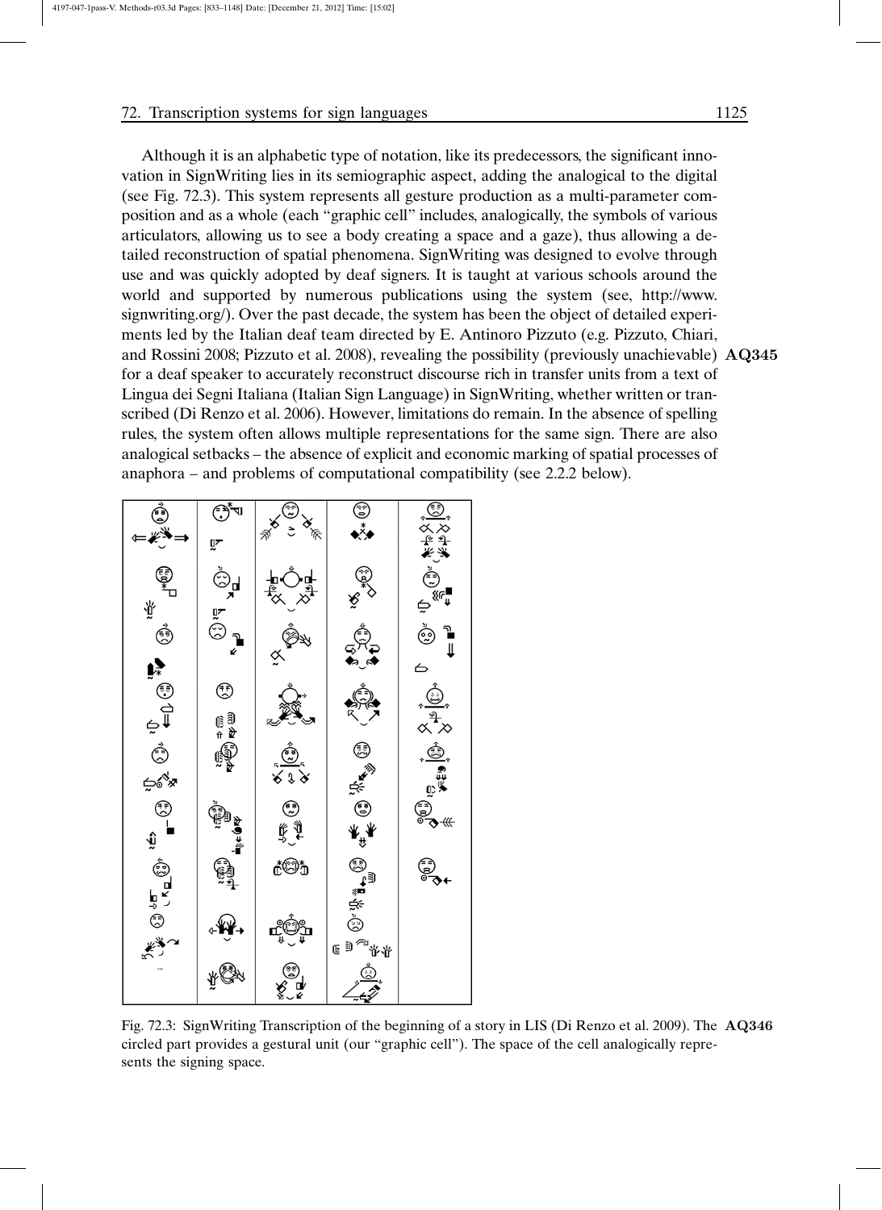Although it is an alphabetic type of notation, like its predecessors, the significant innovation in SignWriting lies in its semiographic aspect, adding the analogical to the digital (see Fig. 72.3). This system represents all gesture production as a multi-parameter composition and as a whole (each "graphic cell" includes, analogically, the symbols of various articulators, allowing us to see a body creating a space and a gaze), thus allowing a detailed reconstruction of spatial phenomena. SignWriting was designed to evolve through use and was quickly adopted by deaf signers. It is taught at various schools around the world and supported by numerous publications using the system (see, http://www.signwriting.org/). Over the past decade, the system has been the object of detailed experiments led by the Italian deaf team directed by E. Antinoro Pizzuto (e.g. Pizzuto, Chiari, and Rossini 2008; Pizzuto et al. 2008), revealing the possibility (previously unachievable) **AQ345** for a deaf speaker to accurately reconstruct discourse rich in transfer units from a text of Lingua dei Segni Italiana (Italian Sign Language) in SignWriting, whether written or transcribed (Di Renzo et al. 2006). However, limitations do remain. In the absence of spelling rules, the system often allows multiple representations for the same sign. There are also analogical setbacks – the absence of explicit and economic marking of spatial processes of anaphora – and problems of computational compatibility (see 2.2.2 below).

Fig. 72.3: SignWriting Transcription of the beginning of a story in LIS (Di Renzo et al. 2009). The **AQ346** circled part provides a gestural unit (our "graphic cell"). The space of the cell analogically represents the signing space.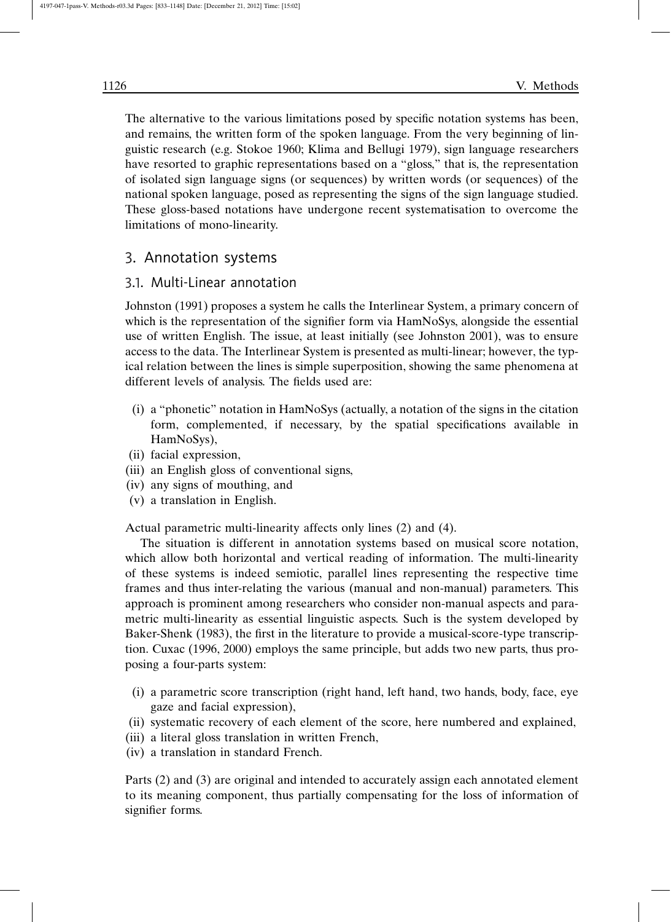The alternative to the various limitations posed by specific notation systems has been, and remains, the written form of the spoken language. From the very beginning of linguistic research (e.g. Stokoe 1960; Klima and Bellugi 1979), sign language researchers have resorted to graphic representations based on a "gloss," that is, the representation of isolated sign language signs (or sequences) by written words (or sequences) of the national spoken language, posed as representing the signs of the sign language studied. These gloss-based notations have undergone recent systematisation to overcome the limitations of mono-linearity.

## 3. Annotation systems

### 3.1. Multi-Linear annotation

Johnston (1991) proposes a system he calls the Interlinear System, a primary concern of which is the representation of the signifier form via HamNoSys, alongside the essential use of written English. The issue, at least initially (see Johnston 2001), was to ensure access to the data. The Interlinear System is presented as multi-linear; however, the typical relation between the lines is simple superposition, showing the same phenomena at different levels of analysis. The fields used are:

- (i) a "phonetic" notation in HamNoSys (actually, a notation of the signs in the citation form, complemented, if necessary, by the spatial specifications available in HamNoSys),
- (ii) facial expression,
- (iii) an English gloss of conventional signs,
- (iv) any signs of mouthing, and
- (v) a translation in English.

Actual parametric multi-linearity affects only lines (2) and (4).

The situation is different in annotation systems based on musical score notation, which allow both horizontal and vertical reading of information. The multi-linearity of these systems is indeed semiotic, parallel lines representing the respective time frames and thus inter-relating the various (manual and non-manual) parameters. This approach is prominent among researchers who consider non-manual aspects and parametric multi-linearity as essential linguistic aspects. Such is the system developed by Baker-Shenk (1983), the first in the literature to provide a musical-score-type transcription. Cuxac (1996, 2000) employs the same principle, but adds two new parts, thus proposing a four-parts system:

- (i) a parametric score transcription (right hand, left hand, two hands, body, face, eye gaze and facial expression),
- (ii) systematic recovery of each element of the score, here numbered and explained,
- (iii) a literal gloss translation in written French,
- (iv) a translation in standard French.

Parts (2) and (3) are original and intended to accurately assign each annotated element to its meaning component, thus partially compensating for the loss of information of signifier forms.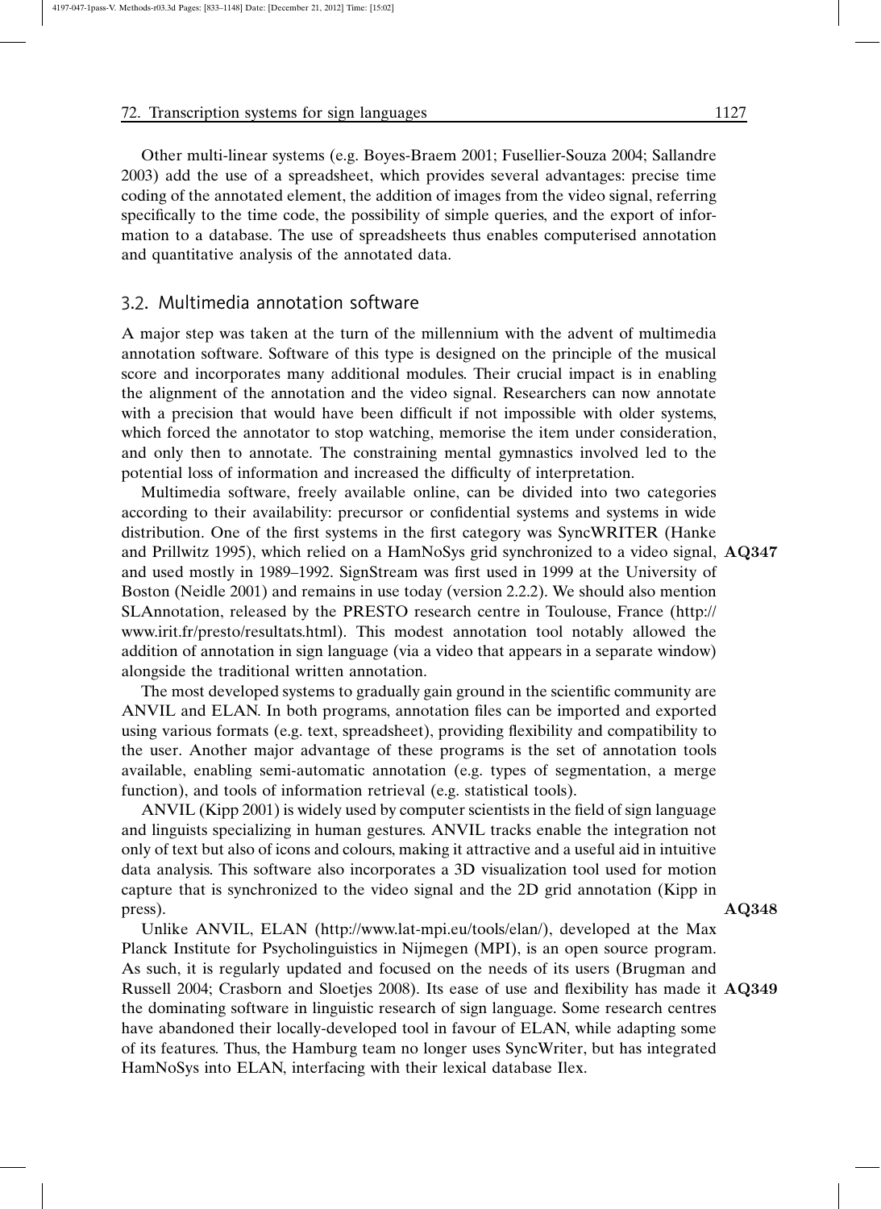Other multi-linear systems (e.g. Boyes-Braem 2001; Fusellier-Souza 2004; Sallandre 2003) add the use of a spreadsheet, which provides several advantages: precise time coding of the annotated element, the addition of images from the video signal, referring specifically to the time code, the possibility of simple queries, and the export of information to a database. The use of spreadsheets thus enables computerised annotation and quantitative analysis of the annotated data.

## 3.2. Multimedia annotation software

A major step was taken at the turn of the millennium with the advent of multimedia annotation software. Software of this type is designed on the principle of the musical score and incorporates many additional modules. Their crucial impact is in enabling the alignment of the annotation and the video signal. Researchers can now annotate with a precision that would have been difficult if not impossible with older systems, which forced the annotator to stop watching, memorise the item under consideration, and only then to annotate. The constraining mental gymnastics involved led to the potential loss of information and increased the difficulty of interpretation.

Multimedia software, freely available online, can be divided into two categories according to their availability: precursor or confidential systems and systems in wide distribution. One of the first systems in the first category was SyncWRITER (Hanke and Prillwitz 1995), which relied on a HamNoSys grid synchronized to a video signal, **AQ347** and used mostly in 1989–1992. SignStream was first used in 1999 at the University of Boston (Neidle 2001) and remains in use today (version 2.2.2). We should also mention SLAnnotation, released by the PRESTO research centre in Toulouse, France (http://www.irit.fr/presto/resultats.html). This modest annotation tool notably allowed the addition of annotation in sign language (via a video that appears in a separate window) alongside the traditional written annotation.

The most developed systems to gradually gain ground in the scientific community are ANVIL and ELAN. In both programs, annotation files can be imported and exported using various formats (e.g. text, spreadsheet), providing flexibility and compatibility to the user. Another major advantage of these programs is the set of annotation tools available, enabling semi-automatic annotation (e.g. types of segmentation, a merge function), and tools of information retrieval (e.g. statistical tools).

ANVIL (Kipp 2001) is widely used by computer scientists in the field of sign language and linguists specializing in human gestures. ANVIL tracks enable the integration not only of text but also of icons and colours, making it attractive and a useful aid in intuitive data analysis. This software also incorporates a 3D visualization tool used for motion capture that is synchronized to the video signal and the 2D grid annotation (Kipp in press). **AQ348**

Unlike ANVIL, ELAN (http://www.lat-mpi.eu/tools/elan/), developed at the Max Planck Institute for Psycholinguistics in Nijmegen (MPI), is an open source program. As such, it is regularly updated and focused on the needs of its users (Brugman and Russell 2004; Crasborn and Sloetjes 2008). Its ease of use and flexibility has made it **AQ349** the dominating software in linguistic research of sign language. Some research centres have abandoned their locally-developed tool in favour of ELAN, while adapting some of its features. Thus, the Hamburg team no longer uses SyncWriter, but has integrated HamNoSys into ELAN, interfacing with their lexical database Ilex.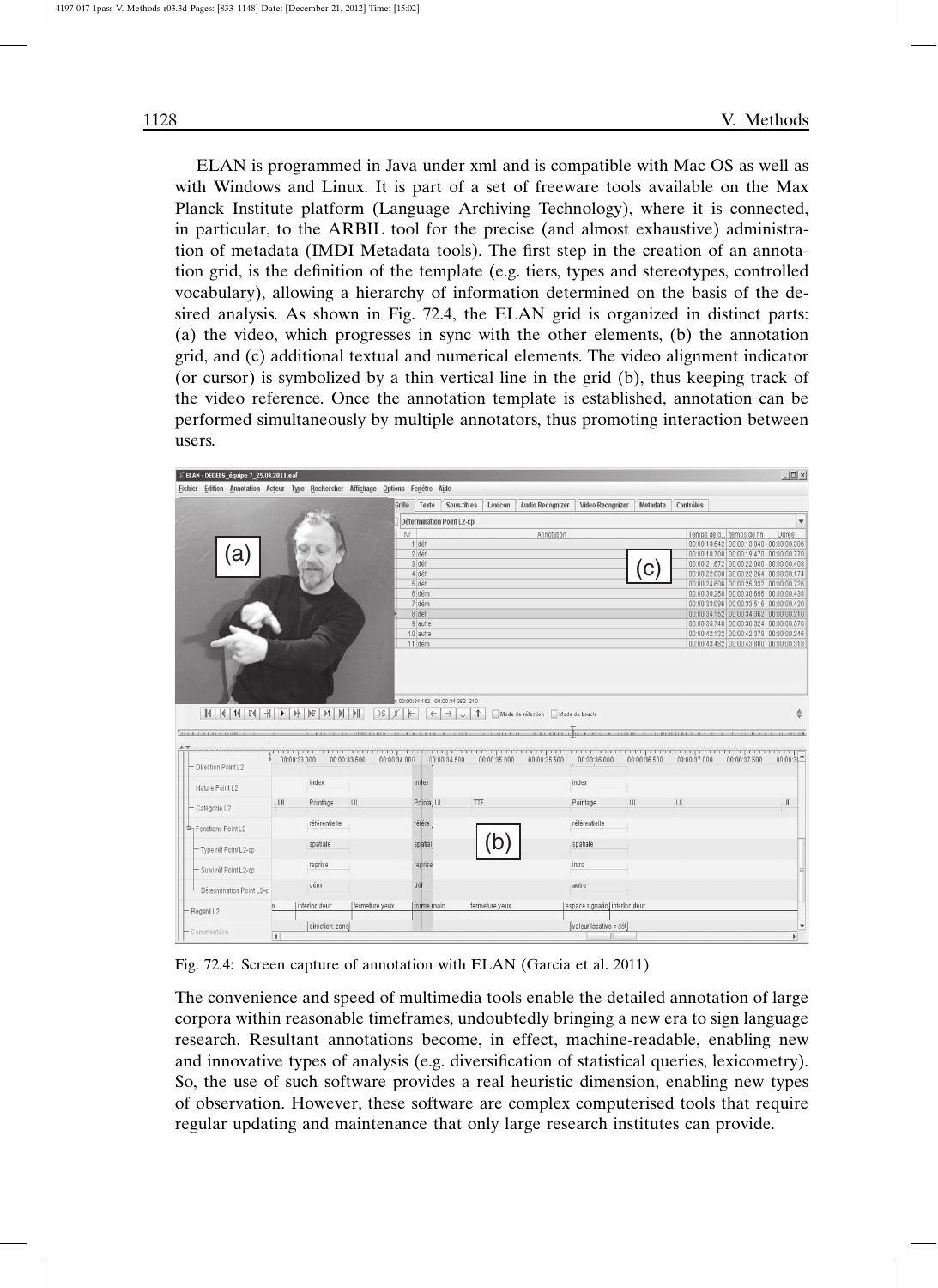ELAN is programmed in Java under xml and is compatible with Mac OS as well as with Windows and Linux. It is part of a set of freeware tools available on the Max Planck Institute platform (Language Archiving Technology), where it is connected, in particular, to the ARBIL tool for the precise (and almost exhaustive) administration of metadata (IMDI Metadata tools). The first step in the creation of an annotation grid, is the definition of the template (e.g. tiers, types and stereotypes, controlled vocabulary), allowing a hierarchy of information determined on the basis of the desired analysis. As shown in Fig. 72.4, the ELAN grid is organized in distinct parts: (a) the video, which progresses in sync with the other elements, (b) the annotation grid, and (c) additional textual and numerical elements. The video alignment indicator (or cursor) is symbolized by a thin vertical line in the grid (b), thus keeping track of the video reference. Once the annotation template is established, annotation can be performed simultaneously by multiple annotators, thus promoting interaction between users.

Fig. 72.4: Screen capture of annotation with ELAN (Garcia et al. 2011)

The convenience and speed of multimedia tools enable the detailed annotation of large corpora within reasonable timeframes, undoubtedly bringing a new era to sign language research. Resultant annotations become, in effect, machine-readable, enabling new and innovative types of analysis (e.g. diversification of statistical queries, lexicometry). So, the use of such software provides a real heuristic dimension, enabling new types of observation. However, these software are complex computerised tools that require regular updating and maintenance that only large research institutes can provide.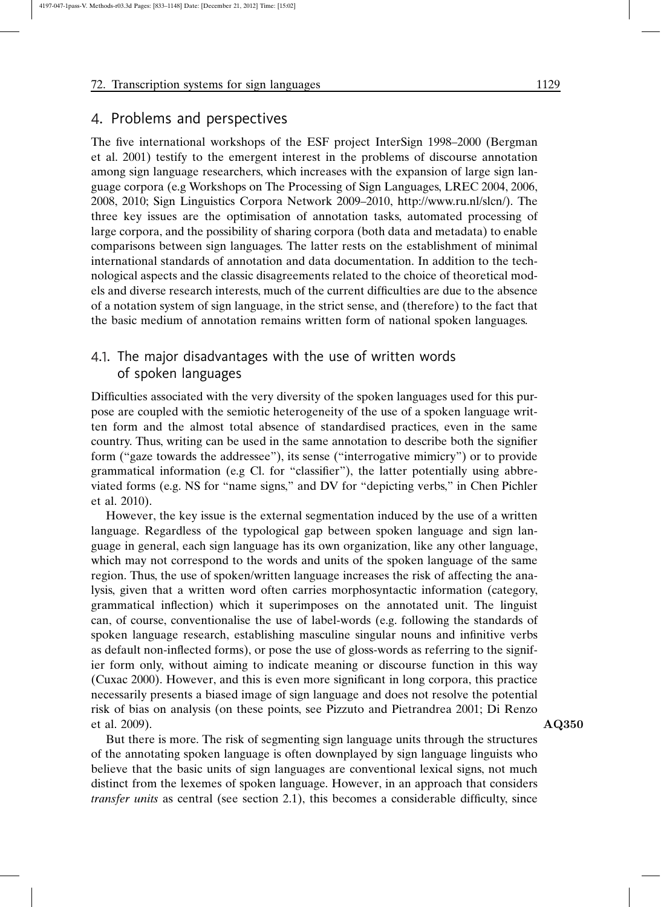## 4. Problems and perspectives

The five international workshops of the ESF project InterSign 1998–2000 (Bergman et al. 2001) testify to the emergent interest in the problems of discourse annotation among sign language researchers, which increases with the expansion of large sign language corpora (e.g Workshops on The Processing of Sign Languages, LREC 2004, 2006, 2008, 2010; Sign Linguistics Corpora Network 2009–2010, http://www.ru.nl/slcn/). The three key issues are the optimisation of annotation tasks, automated processing of large corpora, and the possibility of sharing corpora (both data and metadata) to enable comparisons between sign languages. The latter rests on the establishment of minimal international standards of annotation and data documentation. In addition to the technological aspects and the classic disagreements related to the choice of theoretical models and diverse research interests, much of the current difficulties are due to the absence of a notation system of sign language, in the strict sense, and (therefore) to the fact that the basic medium of annotation remains written form of national spoken languages.

### 4.1. The major disadvantages with the use of written words of spoken languages

Difficulties associated with the very diversity of the spoken languages used for this purpose are coupled with the semiotic heterogeneity of the use of a spoken language written form and the almost total absence of standardised practices, even in the same country. Thus, writing can be used in the same annotation to describe both the signifier form ("gaze towards the addressee"), its sense ("interrogative mimicry") or to provide grammatical information (e.g Cl. for "classifier"), the latter potentially using abbreviated forms (e.g. NS for "name signs," and DV for "depicting verbs," in Chen Pichler et al. 2010).

However, the key issue is the external segmentation induced by the use of a written language. Regardless of the typological gap between spoken language and sign language in general, each sign language has its own organization, like any other language, which may not correspond to the words and units of the spoken language of the same region. Thus, the use of spoken/written language increases the risk of affecting the analysis, given that a written word often carries morphosyntactic information (category, grammatical inflection) which it superimposes on the annotated unit. The linguist can, of course, conventionalise the use of label-words (e.g. following the standards of spoken language research, establishing masculine singular nouns and infinitive verbs as default non-inflected forms), or pose the use of gloss-words as referring to the signifier form only, without aiming to indicate meaning or discourse function in this way (Cuxac 2000). However, and this is even more significant in long corpora, this practice necessarily presents a biased image of sign language and does not resolve the potential risk of bias on analysis (on these points, see Pizzuto and Pietrandrea 2001; Di Renzo et al. 2009).

But there is more. The risk of segmenting sign language units through the structures of the annotating spoken language is often downplayed by sign language linguists who believe that the basic units of sign languages are conventional lexical signs, not much distinct from the lexemes of spoken language. However, in an approach that considers *transfer units* as central (see section 2.1), this becomes a considerable difficulty, since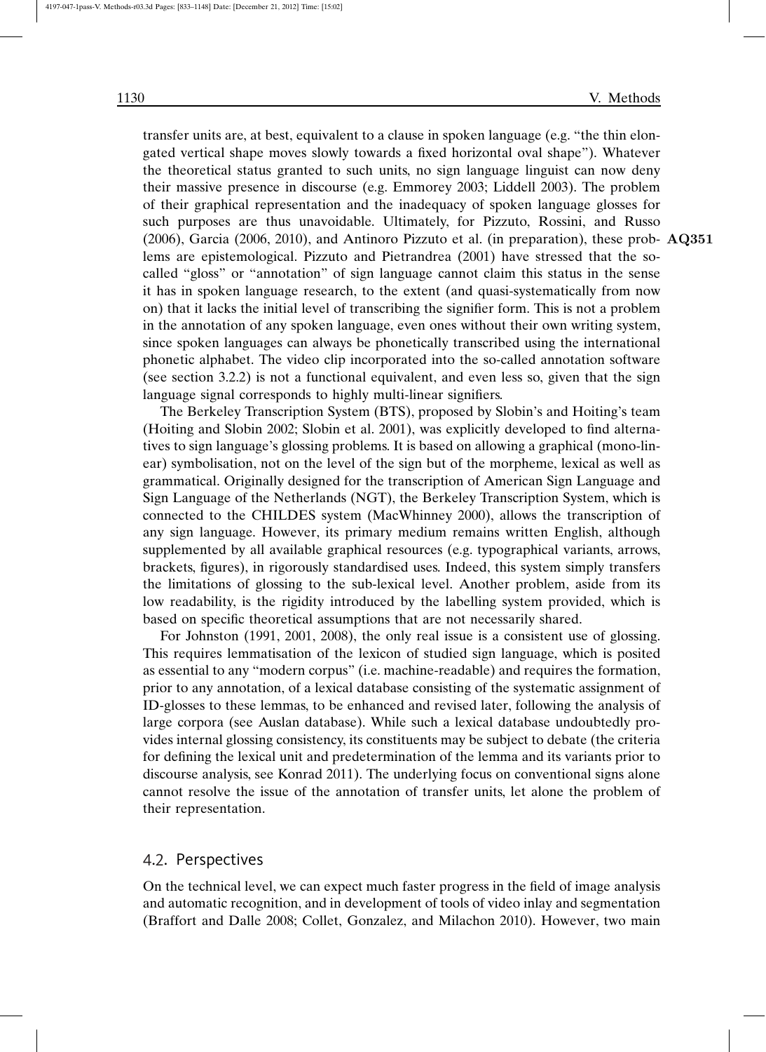transfer units are, at best, equivalent to a clause in spoken language (e.g. "the thin elongated vertical shape moves slowly towards a fixed horizontal oval shape"). Whatever the theoretical status granted to such units, no sign language linguist can now deny their massive presence in discourse (e.g. Emmorey 2003; Liddell 2003). The problem of their graphical representation and the inadequacy of spoken language glosses for such purposes are thus unavoidable. Ultimately, for Pizzuto, Rossini, and Russo (2006), Garcia (2006, 2010), and Antinoro Pizzuto et al. (in preparation), these problems are epistemological. Pizzuto and Pietrandrea (2001) have stressed that the so-called "gloss" or "annotation" of sign language cannot claim this status in the sense it has in spoken language research, to the extent (and quasi-systematically from now on) that it lacks the initial level of transcribing the signifier form. This is not a problem in the annotation of any spoken language, even ones without their own writing system, since spoken languages can always be phonetically transcribed using the international phonetic alphabet. The video clip incorporated into the so-called annotation software (see section 3.2.2) is not a functional equivalent, and even less so, given that the sign language signal corresponds to highly multi-linear signifiers.

The Berkeley Transcription System (BTS), proposed by Slobin's and Hoiting's team (Hoiting and Slobin 2002; Slobin et al. 2001), was explicitly developed to find alternatives to sign language's glossing problems. It is based on allowing a graphical (mono-linear) symbolisation, not on the level of the sign but of the morpheme, lexical as well as grammatical. Originally designed for the transcription of American Sign Language and Sign Language of the Netherlands (NGT), the Berkeley Transcription System, which is connected to the CHILDES system (MacWhinney 2000), allows the transcription of any sign language. However, its primary medium remains written English, although supplemented by all available graphical resources (e.g. typographical variants, arrows, brackets, figures), in rigorously standardised uses. Indeed, this system simply transfers the limitations of glossing to the sub-lexical level. Another problem, aside from its low readability, is the rigidity introduced by the labelling system provided, which is based on specific theoretical assumptions that are not necessarily shared.

For Johnston (1991, 2001, 2008), the only real issue is a consistent use of glossing. This requires lemmatisation of the lexicon of studied sign language, which is posited as essential to any "modern corpus" (i.e. machine-readable) and requires the formation, prior to any annotation, of a lexical database consisting of the systematic assignment of ID-glosses to these lemmas, to be enhanced and revised later, following the analysis of large corpora (see Auslan database). While such a lexical database undoubtedly provides internal glossing consistency, its constituents may be subject to debate (the criteria for defining the lexical unit and predetermination of the lemma and its variants prior to discourse analysis, see Konrad 2011). The underlying focus on conventional signs alone cannot resolve the issue of the annotation of transfer units, let alone the problem of their representation.

## 4.2. Perspectives

On the technical level, we can expect much faster progress in the field of image analysis and automatic recognition, and in development of tools of video inlay and segmentation (Braffort and Dalle 2008; Collet, Gonzalez, and Milachon 2010). However, two main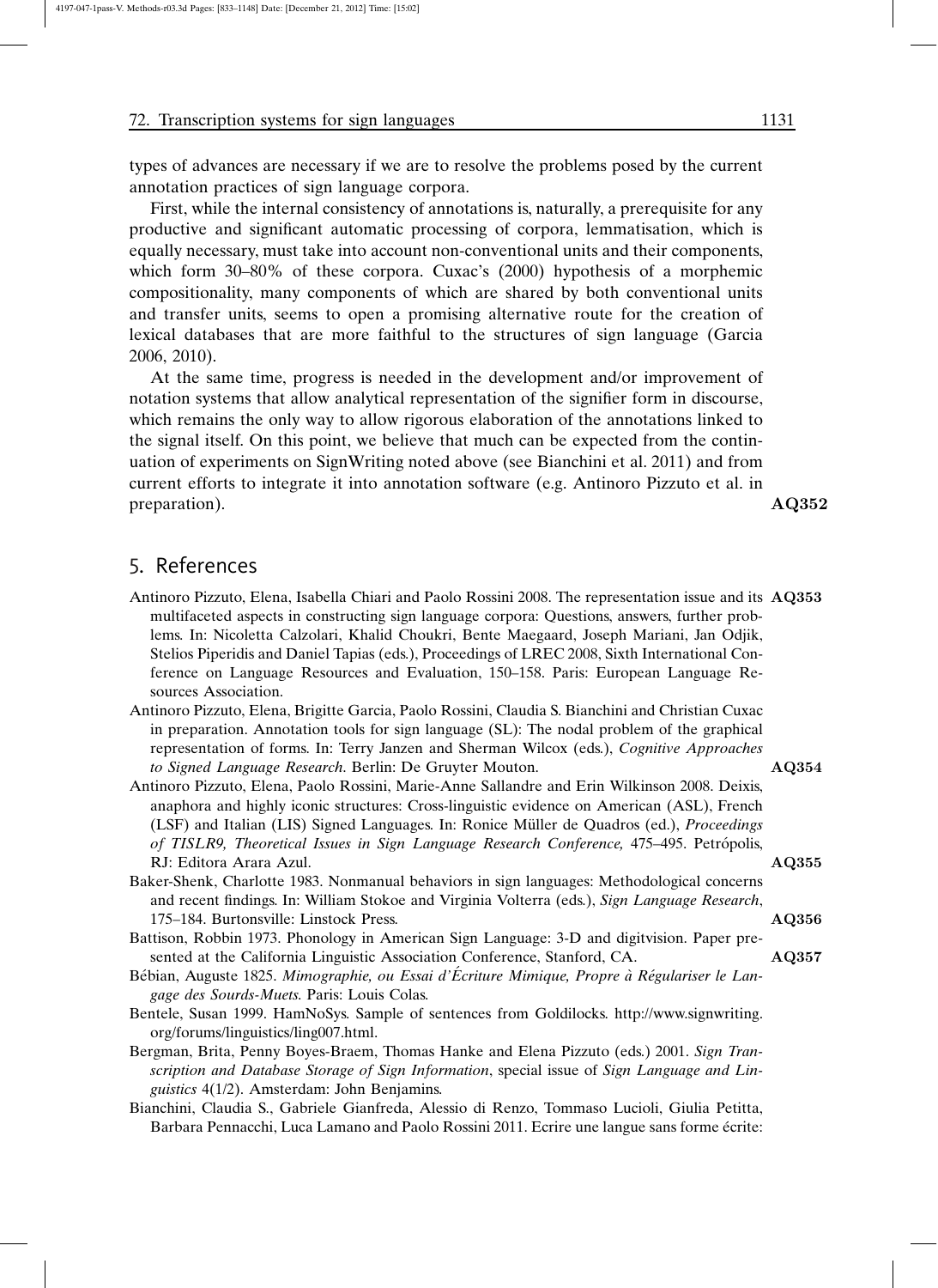types of advances are necessary if we are to resolve the problems posed by the current annotation practices of sign language corpora.

First, while the internal consistency of annotations is, naturally, a prerequisite for any productive and significant automatic processing of corpora, lemmatisation, which is equally necessary, must take into account non-conventional units and their components, which form 30–80% of these corpora. Cuxac's (2000) hypothesis of a morphemic compositionality, many components of which are shared by both conventional units and transfer units, seems to open a promising alternative route for the creation of lexical databases that are more faithful to the structures of sign language (Garcia 2006, 2010).

At the same time, progress is needed in the development and/or improvement of notation systems that allow analytical representation of the signifier form in discourse, which remains the only way to allow rigorous elaboration of the annotations linked to the signal itself. On this point, we believe that much can be expected from the continuation of experiments on SignWriting noted above (see Bianchini et al. 2011) and from current efforts to integrate it into annotation software (e.g. Antinoro Pizzuto et al. in preparation). **AQ352**

## 5. References

Antinoro Pizzuto, Elena, Isabella Chiari and Paolo Rossini 2008. The representation issue and its multifaceted aspects in constructing sign language corpora: Questions, answers, further problems. In: Nicoletta Calzolari, Khalid Choukri, Bente Maegaard, Joseph Mariani, Jan Odjik, Stelios Piperidis and Daniel Tapias (eds.), Proceedings of LREC 2008, Sixth International Conference on Language Resources and Evaluation, 150–158. Paris: European Language Resources Association. **AQ353**

Antinoro Pizzuto, Elena, Brigitte Garcia, Paolo Rossini, Claudia S. Bianchini and Christian Cuxac in preparation. Annotation tools for sign language (SL): The nodal problem of the graphical representation of forms. In: Terry Janzen and Sherman Wilcox (eds.), *Cognitive Approaches to Signed Language Research*. Berlin: De Gruyter Mouton. **AQ354**

Antinoro Pizzuto, Elena, Paolo Rossini, Marie-Anne Sallandre and Erin Wilkinson 2008. Deixis, anaphora and highly iconic structures: Cross-linguistic evidence on American (ASL), French (LSF) and Italian (LIS) Signed Languages. In: Ronice Müller de Quadros (ed.), *Proceedings of TISLR9, Theoretical Issues in Sign Language Research Conference,* 475–495. Petrópolis, RJ: Editora Arara Azul. **AQ355**

Baker-Shenk, Charlotte 1983. Nonmanual behaviors in sign languages: Methodological concerns and recent findings. In: William Stokoe and Virginia Volterra (eds.), *Sign Language Research*, 175–184. Burtonsville: Linstock Press. **AQ356**

Battison, Robbin 1973. Phonology in American Sign Language: 3-D and digitvision. Paper presented at the California Linguistic Association Conference, Stanford, CA. **AQ357**

Bébian, Auguste 1825. *Mimographie, ou Essai d'Écriture Mimique, Propre à Régulariser le Langage des Sourds-Muets*. Paris: Louis Colas.

Bentele, Susan 1999. HamNoSys. Sample of sentences from Goldilocks. http://www.signwriting.org/forums/linguistics/ling007.html.

Bergman, Brita, Penny Boyes-Braem, Thomas Hanke and Elena Pizzuto (eds.) 2001. *Sign Transcription and Database Storage of Sign Information*, special issue of *Sign Language and Linguistics* 4(1/2). Amsterdam: John Benjamins.

Bianchini, Claudia S., Gabriele Gianfreda, Alessio di Renzo, Tommaso Lucioli, Giulia Petitta, Barbara Pennacchi, Luca Lamano and Paolo Rossini 2011. Ecrire une langue sans forme écrite: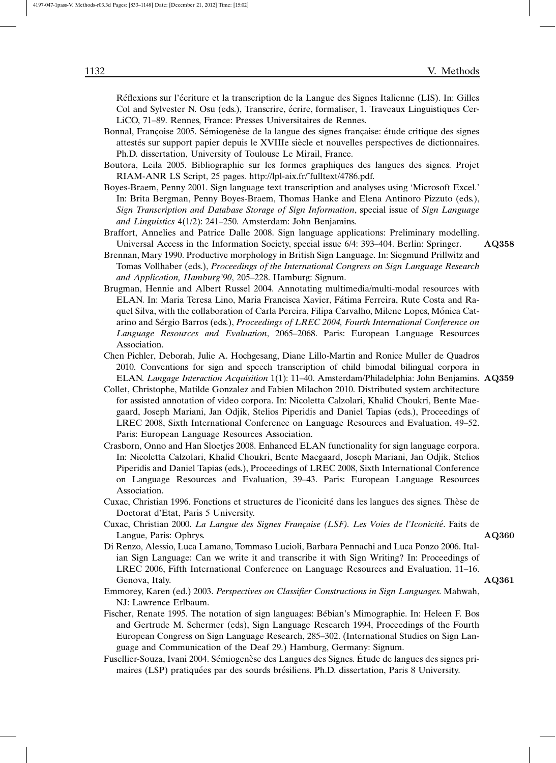Réflexions sur l'écriture et la transcription de la Langue des Signes Italienne (LIS). In: Gilles Col and Sylvester N. Osu (eds.), Transcrire, écrire, formaliser, 1. Traveaux Linguistiques CerLiCO, 71–89. Rennes, France: Presses Universitaires de Rennes.

Bonnal, Françoise 2005. Sémiogenèse de la langue des signes française: étude critique des signes attestés sur support papier depuis le XVIIIe siècle et nouvelles perspectives de dictionnaires. Ph.D. dissertation, University of Toulouse Le Mirail, France.

Boutora, Leila 2005. Bibliographie sur les formes graphiques des langues des signes. Projet RIAM-ANR LS Script, 25 pages. http://lpl-aix.fr/~fulltext/4786.pdf.

Boyes-Braem, Penny 2001. Sign language text transcription and analyses using 'Microsoft Excel.' In: Brita Bergman, Penny Boyes-Braem, Thomas Hanke and Elena Antinoro Pizzuto (eds.), *Sign Transcription and Database Storage of Sign Information*, special issue of *Sign Language and Linguistics* 4(1/2): 241–250. Amsterdam: John Benjamins.

Braffort, Annelies and Patrice Dalle 2008. Sign language applications: Preliminary modelling. Universal Access in the Information Society, special issue 6/4: 393–404. Berlin: Springer. **AQ358**

Brennan, Mary 1990. Productive morphology in British Sign Language. In: Siegmund Prillwitz and Tomas Vollhaber (eds.), *Proceedings of the International Congress on Sign Language Research and Application, Hamburg'90*, 205–228. Hamburg: Signum.

Brugman, Hennie and Albert Russel 2004. Annotating multimedia/multi-modal resources with ELAN. In: Maria Teresa Lino, Maria Francisca Xavier, Fátima Ferreira, Rute Costa and Raquel Silva, with the collaboration of Carla Pereira, Filipa Carvalho, Milene Lopes, Mónica Catarino and Sérgio Barros (eds.), *Proceedings of LREC 2004, Fourth International Conference on Language Resources and Evaluation*, 2065–2068. Paris: European Language Resources Association.

Chen Pichler, Deborah, Julie A. Hochgesang, Diane Lillo-Martin and Ronice Muller de Quadros 2010. Conventions for sign and speech transcription of child bimodal bilingual corpora in ELAN. *Langage Interaction Acquisition* 1(1): 11–40. Amsterdam/Philadelphia: John Benjamins. **AQ359**

Collet, Christophe, Matilde Gonzalez and Fabien Milachon 2010. Distributed system architecture for assisted annotation of video corpora. In: Nicoletta Calzolari, Khalid Choukri, Bente Maegaard, Joseph Mariani, Jan Odjik, Stelios Piperidis and Daniel Tapias (eds.), Proceedings of LREC 2008, Sixth International Conference on Language Resources and Evaluation, 49–52. Paris: European Language Resources Association.

Crasborn, Onno and Han Sloetjes 2008. Enhanced ELAN functionality for sign language corpora. In: Nicoletta Calzolari, Khalid Choukri, Bente Maegaard, Joseph Mariani, Jan Odjik, Stelios Piperidis and Daniel Tapias (eds.), Proceedings of LREC 2008, Sixth International Conference on Language Resources and Evaluation, 39–43. Paris: European Language Resources Association.

Cuxac, Christian 1996. Fonctions et structures de l'iconicité dans les langues des signes. Thèse de Doctorat d'Etat, Paris 5 University.

Cuxac, Christian 2000. *La Langue des Signes Française (LSF). Les Voies de l'Iconicité*. Faits de Langue, Paris: Ophrys. **AQ360**

Di Renzo, Alessio, Luca Lamano, Tommaso Lucioli, Barbara Pennachi and Luca Ponzo 2006. Italian Sign Language: Can we write it and transcribe it with Sign Writing? In: Proceedings of LREC 2006, Fifth International Conference on Language Resources and Evaluation, 11–16. Genova, Italy. **AQ361**

Emmorey, Karen (ed.) 2003. *Perspectives on Classifier Constructions in Sign Languages*. Mahwah, NJ: Lawrence Erlbaum.

Fischer, Renate 1995. The notation of sign languages: Bébian's Mimographie. In: Heleen F. Bos and Gertrude M. Schermer (eds), Sign Language Research 1994, Proceedings of the Fourth European Congress on Sign Language Research, 285–302. (International Studies on Sign Language and Communication of the Deaf 29.) Hamburg, Germany: Signum.

Fusellier-Souza, Ivani 2004. Sémiogenèse des Langues des Signes. Étude de langues des signes primaires (LSP) pratiquées par des sourds brésiliens. Ph.D. dissertation, Paris 8 University.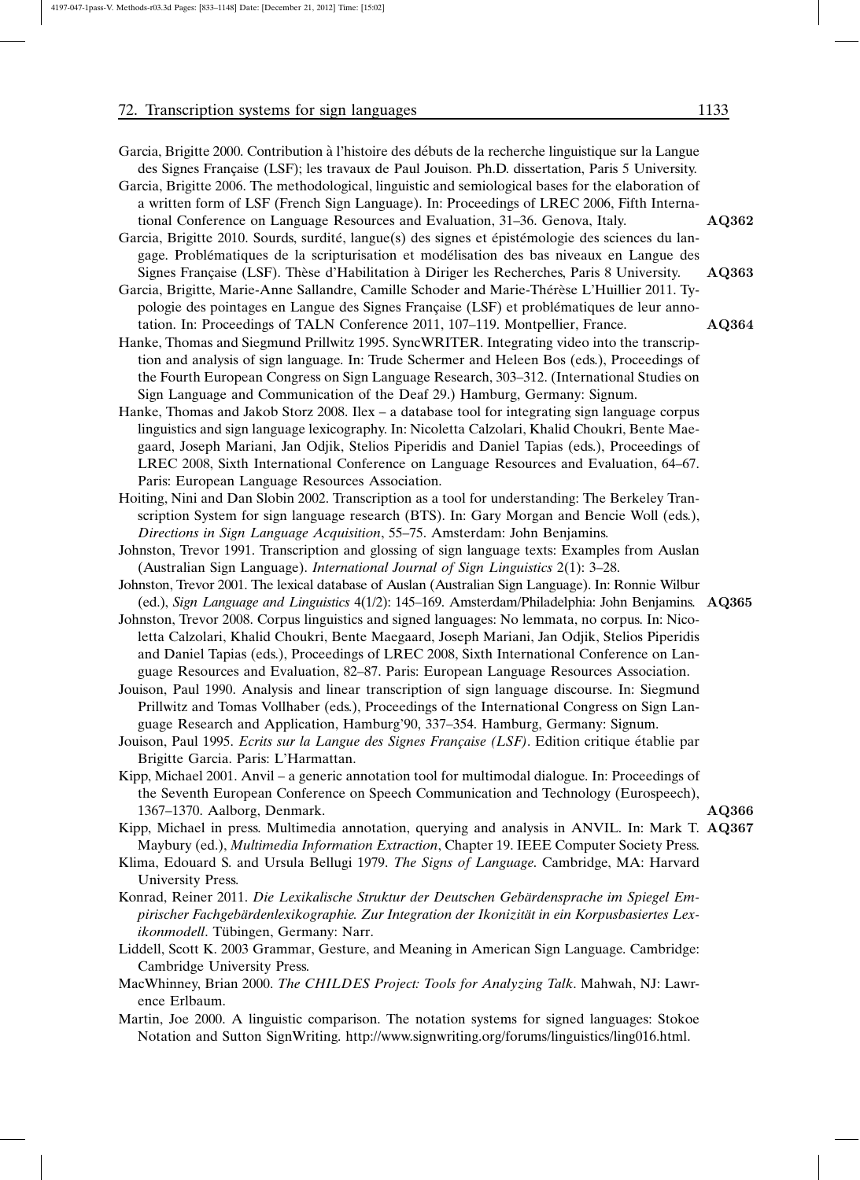Garcia, Brigitte 2000. Contribution à l'histoire des débuts de la recherche linguistique sur la Langue des Signes Française (LSF); les travaux de Paul Jouison. Ph.D. dissertation, Paris 5 University.

Garcia, Brigitte 2006. The methodological, linguistic and semiological bases for the elaboration of a written form of LSF (French Sign Language). In: Proceedings of LREC 2006, Fifth International Conference on Language Resources and Evaluation, 31–36. Genova, Italy. **AQ362**

Garcia, Brigitte 2010. Sourds, surdité, langue(s) des signes et épistémologie des sciences du langage. Problématiques de la scripturisation et modélisation des bas niveaux en Langue des Signes Française (LSF). Thèse d'Habilitation à Diriger les Recherches, Paris 8 University. **AQ363**

Garcia, Brigitte, Marie-Anne Sallandre, Camille Schoder and Marie-Thérèse L'Huillier 2011. Typologie des pointages en Langue des Signes Française (LSF) et problématiques de leur annotation. In: Proceedings of TALN Conference 2011, 107–119. Montpellier, France. **AQ364**

Hanke, Thomas and Siegmund Prillwitz 1995. SyncWRITER. Integrating video into the transcription and analysis of sign language. In: Trude Schermer and Heleen Bos (eds.), Proceedings of the Fourth European Congress on Sign Language Research, 303–312. (International Studies on Sign Language and Communication of the Deaf 29.) Hamburg, Germany: Signum.

Hanke, Thomas and Jakob Storz 2008. Ilex – a database tool for integrating sign language corpus linguistics and sign language lexicography. In: Nicoletta Calzolari, Khalid Choukri, Bente Maegaard, Joseph Mariani, Jan Odjik, Stelios Piperidis and Daniel Tapias (eds.), Proceedings of LREC 2008, Sixth International Conference on Language Resources and Evaluation, 64–67. Paris: European Language Resources Association.

Hoiting, Nini and Dan Slobin 2002. Transcription as a tool for understanding: The Berkeley Transcription System for sign language research (BTS). In: Gary Morgan and Bencie Woll (eds.), *Directions in Sign Language Acquisition*, 55–75. Amsterdam: John Benjamins.

Johnston, Trevor 1991. Transcription and glossing of sign language texts: Examples from Auslan (Australian Sign Language). *International Journal of Sign Linguistics* 2(1): 3–28.

Johnston, Trevor 2001. The lexical database of Auslan (Australian Sign Language). In: Ronnie Wilbur (ed.), *Sign Language and Linguistics* 4(1/2): 145–169. Amsterdam/Philadelphia: John Benjamins. **AQ365**

Johnston, Trevor 2008. Corpus linguistics and signed languages: No lemmata, no corpus. In: Nicoletta Calzolari, Khalid Choukri, Bente Maegaard, Joseph Mariani, Jan Odjik, Stelios Piperidis and Daniel Tapias (eds.), Proceedings of LREC 2008, Sixth International Conference on Language Resources and Evaluation, 82–87. Paris: European Language Resources Association.

Jouison, Paul 1990. Analysis and linear transcription of sign language discourse. In: Siegmund Prillwitz and Tomas Vollhaber (eds.), Proceedings of the International Congress on Sign Language Research and Application, Hamburg'90, 337–354. Hamburg, Germany: Signum.

Jouison, Paul 1995. *Ecrits sur la Langue des Signes Française (LSF)*. Edition critique établie par Brigitte Garcia. Paris: L'Harmattan.

Kipp, Michael 2001. Anvil – a generic annotation tool for multimodal dialogue. In: Proceedings of the Seventh European Conference on Speech Communication and Technology (Eurospeech), 1367–1370. Aalborg, Denmark. **AQ366**

Kipp, Michael in press. Multimedia annotation, querying and analysis in ANVIL. In: Mark T. Maybury (ed.), *Multimedia Information Extraction*, Chapter 19. IEEE Computer Society Press. **AQ367**

Klima, Edouard S. and Ursula Bellugi 1979. *The Signs of Language*. Cambridge, MA: Harvard University Press.

Konrad, Reiner 2011. *Die Lexikalische Struktur der Deutschen Gebärdensprache im Spiegel Empirischer Fachgebärdenlexikographie. Zur Integration der Ikonizität in ein Korpusbasiertes Lexikonmodell*. Tübingen, Germany: Narr.

Liddell, Scott K. 2003 Grammar, Gesture, and Meaning in American Sign Language. Cambridge: Cambridge University Press.

MacWhinney, Brian 2000. *The CHILDES Project: Tools for Analyzing Talk*. Mahwah, NJ: Lawrence Erlbaum.

Martin, Joe 2000. A linguistic comparison. The notation systems for signed languages: Stokoe Notation and Sutton SignWriting. http://www.signwriting.org/forums/linguistics/ling016.html.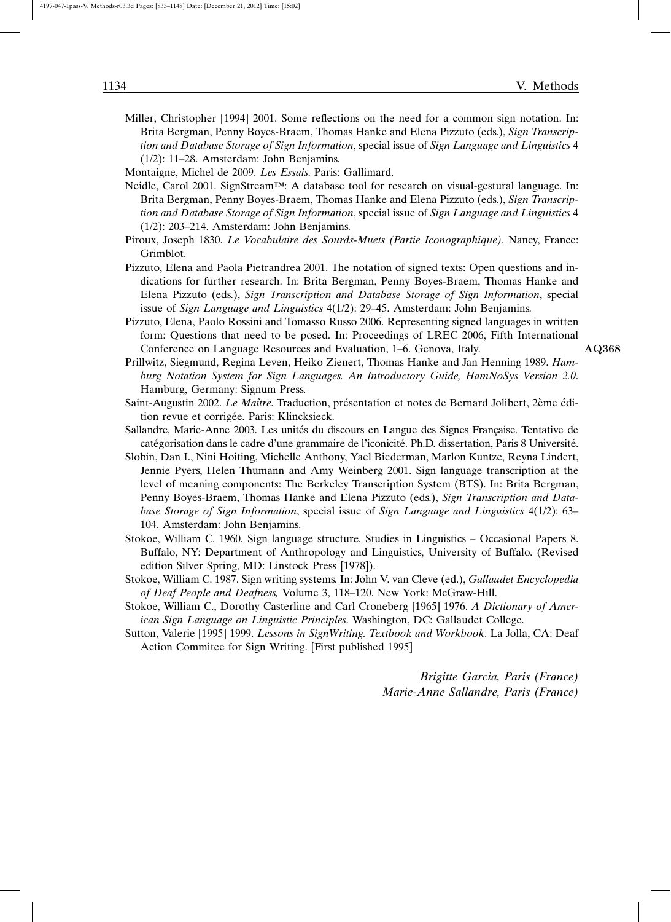Miller, Christopher [1994] 2001. Some reflections on the need for a common sign notation. In: Brita Bergman, Penny Boyes-Braem, Thomas Hanke and Elena Pizzuto (eds.), *Sign Transcription and Database Storage of Sign Information*, special issue of *Sign Language and Linguistics* 4 (1/2): 11–28. Amsterdam: John Benjamins.

Montaigne, Michel de 2009. *Les Essais*. Paris: Gallimard.

Neidle, Carol 2001. SignStream™: A database tool for research on visual-gestural language. In: Brita Bergman, Penny Boyes-Braem, Thomas Hanke and Elena Pizzuto (eds.), *Sign Transcription and Database Storage of Sign Information*, special issue of *Sign Language and Linguistics* 4 (1/2): 203–214. Amsterdam: John Benjamins.

Piroux, Joseph 1830. *Le Vocabulaire des Sourds-Muets (Partie Iconographique)*. Nancy, France: Grimblot.

Pizzuto, Elena and Paola Pietrandrea 2001. The notation of signed texts: Open questions and indications for further research. In: Brita Bergman, Penny Boyes-Braem, Thomas Hanke and Elena Pizzuto (eds.), *Sign Transcription and Database Storage of Sign Information*, special issue of *Sign Language and Linguistics* 4(1/2): 29–45. Amsterdam: John Benjamins.

Pizzuto, Elena, Paolo Rossini and Tomasso Russo 2006. Representing signed languages in written form: Questions that need to be posed. In: Proceedings of LREC 2006, Fifth International Conference on Language Resources and Evaluation, 1–6. Genova, Italy. **AQ368**

Prillwitz, Siegmund, Regina Leven, Heiko Zienert, Thomas Hanke and Jan Henning 1989. *Hamburg Notation System for Sign Languages. An Introductory Guide, HamNoSys Version 2.0*. Hamburg, Germany: Signum Press.

Saint-Augustin 2002. *Le Maître*. Traduction, présentation et notes de Bernard Jolibert, 2ème édition revue et corrigée. Paris: Klincksieck.

Sallandre, Marie-Anne 2003. Les unités du discours en Langue des Signes Française. Tentative de catégorisation dans le cadre d'une grammaire de l'iconicité. Ph.D. dissertation, Paris 8 Université.

Slobin, Dan I., Nini Hoiting, Michelle Anthony, Yael Biederman, Marlon Kuntze, Reyna Lindert, Jennie Pyers, Helen Thumann and Amy Weinberg 2001. Sign language transcription at the level of meaning components: The Berkeley Transcription System (BTS). In: Brita Bergman, Penny Boyes-Braem, Thomas Hanke and Elena Pizzuto (eds.), *Sign Transcription and Database Storage of Sign Information*, special issue of *Sign Language and Linguistics* 4(1/2): 63–104. Amsterdam: John Benjamins.

Stokoe, William C. 1960. Sign language structure. Studies in Linguistics – Occasional Papers 8. Buffalo, NY: Department of Anthropology and Linguistics, University of Buffalo. (Revised edition Silver Spring, MD: Linstock Press [1978]).

Stokoe, William C. 1987. Sign writing systems. In: John V. van Cleve (ed.), *Gallaudet Encyclopedia of Deaf People and Deafness,* Volume 3, 118–120. New York: McGraw-Hill.

Stokoe, William C., Dorothy Casterline and Carl Croneberg [1965] 1976. *A Dictionary of American Sign Language on Linguistic Principles*. Washington, DC: Gallaudet College.

Sutton, Valerie [1995] 1999. *Lessons in SignWriting. Textbook and Workbook*. La Jolla, CA: Deaf Action Commitee for Sign Writing. [First published 1995]

*Brigitte Garcia, Paris (France)*
*Marie-Anne Sallandre, Paris (France)*